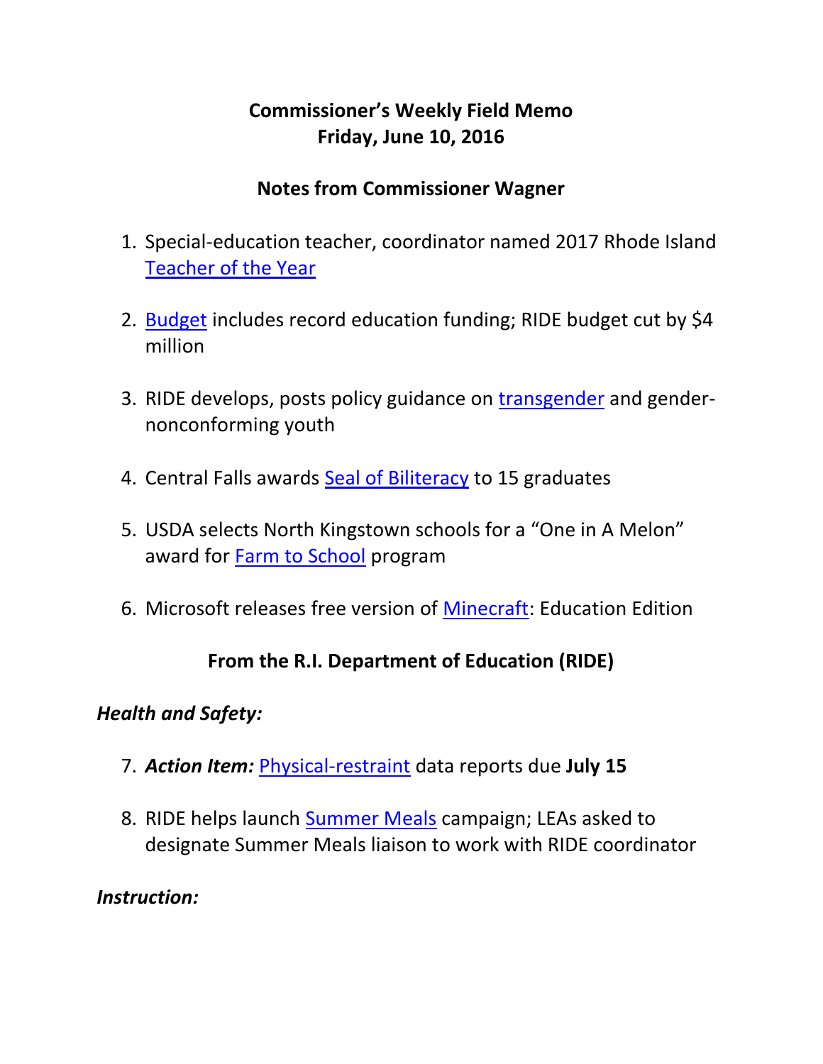# Commissioner's Weekly Field Memo
## Friday, June 10, 2016

## Notes from Commissioner Wagner

1. Special-education teacher, coordinator named 2017 Rhode Island Teacher of the Year

2. Budget includes record education funding; RIDE budget cut by $4 million

3. RIDE develops, posts policy guidance on transgender and gender-nonconforming youth

4. Central Falls awards Seal of Biliteracy to 15 graduates

5. USDA selects North Kingstown schools for a "One in A Melon" award for Farm to School program

6. Microsoft releases free version of Minecraft: Education Edition

## From the R.I. Department of Education (RIDE)

### *Health and Safety:*

7. ***Action Item:*** Physical-restraint data reports due **July 15**

8. RIDE helps launch Summer Meals campaign; LEAs asked to designate Summer Meals liaison to work with RIDE coordinator

### *Instruction:*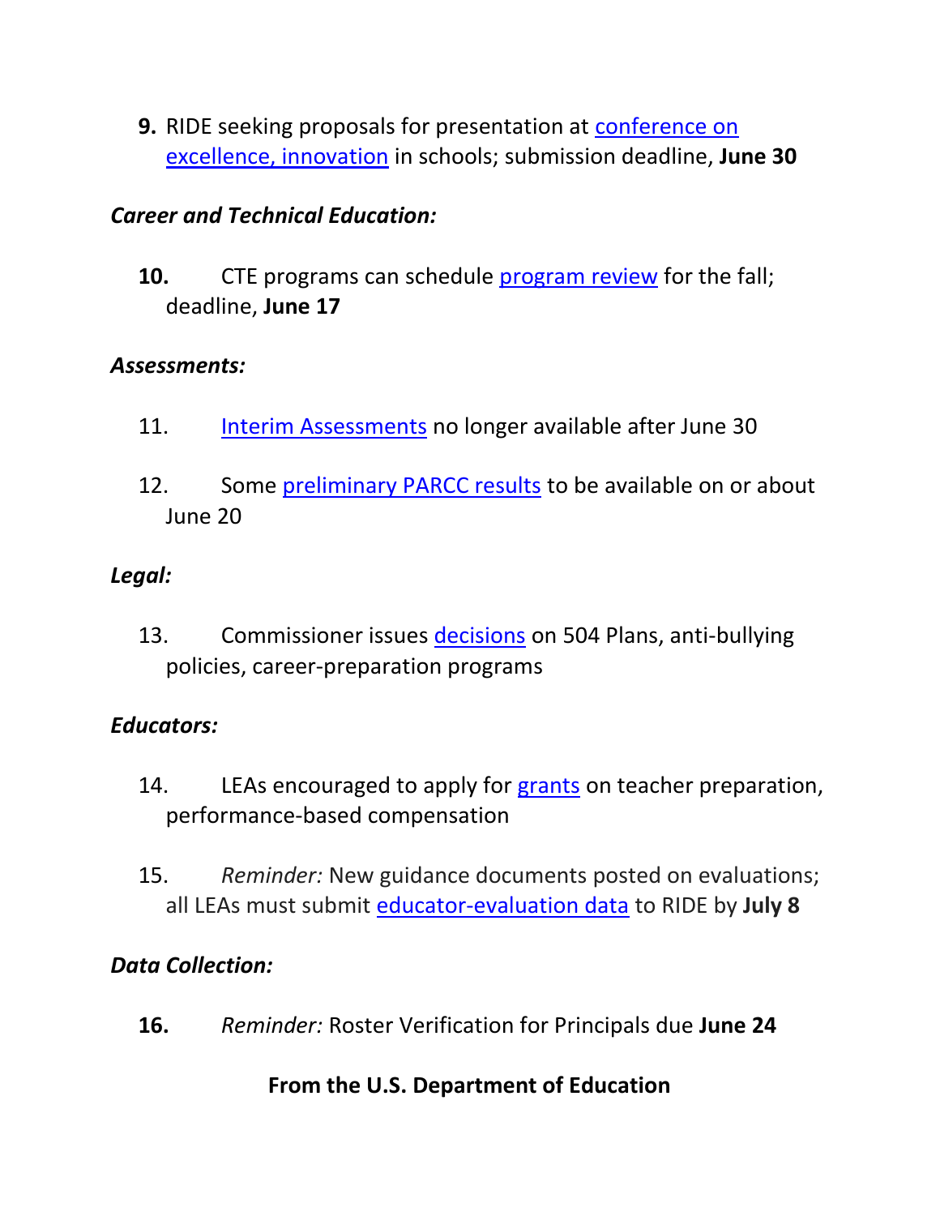9. RIDE seeking proposals for presentation at conference on excellence, innovation in schools; submission deadline, **June 30**

*Career and Technical Education:*

10. CTE programs can schedule program review for the fall; deadline, **June 17**

*Assessments:*

11. Interim Assessments no longer available after June 30

12. Some preliminary PARCC results to be available on or about June 20

*Legal:*

13. Commissioner issues decisions on 504 Plans, anti-bullying policies, career-preparation programs

*Educators:*

14. LEAs encouraged to apply for grants on teacher preparation, performance-based compensation

15. *Reminder:* New guidance documents posted on evaluations; all LEAs must submit educator-evaluation data to RIDE by **July 8**

*Data Collection:*

16. *Reminder:* Roster Verification for Principals due **June 24**

**From the U.S. Department of Education**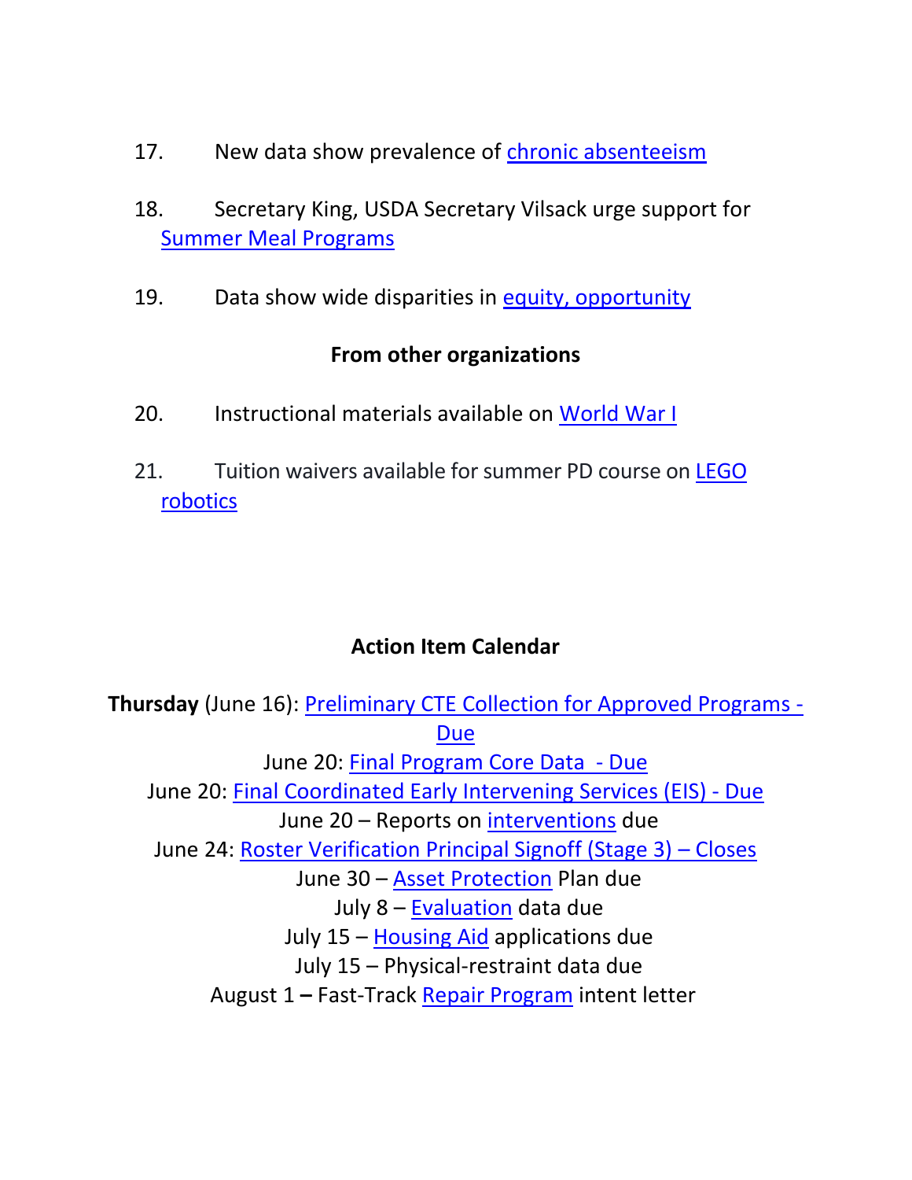17. New data show prevalence of chronic absenteeism

18. Secretary King, USDA Secretary Vilsack urge support for Summer Meal Programs

19. Data show wide disparities in equity, opportunity

**From other organizations**

20. Instructional materials available on World War I

21. Tuition waivers available for summer PD course on LEGO robotics

## Action Item Calendar

**Thursday** (June 16): Preliminary CTE Collection for Approved Programs - Due
June 20: Final Program Core Data - Due
June 20: Final Coordinated Early Intervening Services (EIS) - Due
June 20 – Reports on interventions due
June 24: Roster Verification Principal Signoff (Stage 3) – Closes
June 30 – Asset Protection Plan due
July 8 – Evaluation data due
July 15 – Housing Aid applications due
July 15 – Physical-restraint data due
August 1 **–** Fast-Track Repair Program intent letter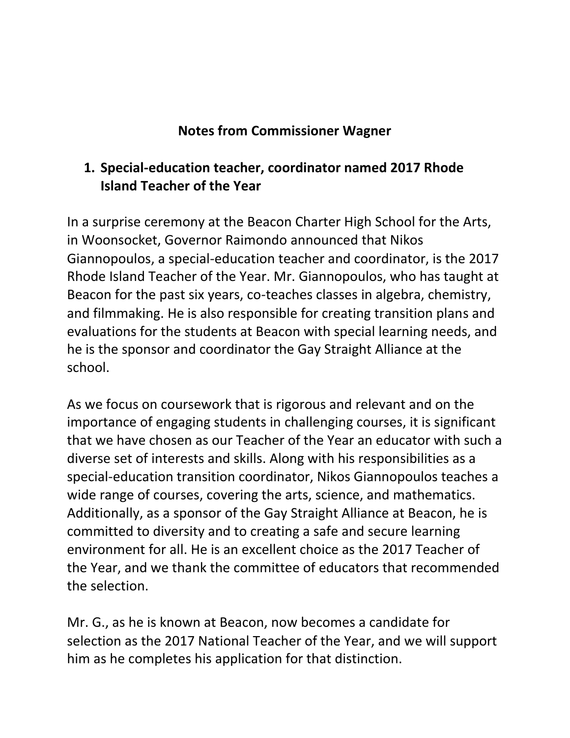## Notes from Commissioner Wagner

1. **Special-education teacher, coordinator named 2017 Rhode Island Teacher of the Year**

In a surprise ceremony at the Beacon Charter High School for the Arts, in Woonsocket, Governor Raimondo announced that Nikos Giannopoulos, a special-education teacher and coordinator, is the 2017 Rhode Island Teacher of the Year. Mr. Giannopoulos, who has taught at Beacon for the past six years, co-teaches classes in algebra, chemistry, and filmmaking. He is also responsible for creating transition plans and evaluations for the students at Beacon with special learning needs, and he is the sponsor and coordinator the Gay Straight Alliance at the school.

As we focus on coursework that is rigorous and relevant and on the importance of engaging students in challenging courses, it is significant that we have chosen as our Teacher of the Year an educator with such a diverse set of interests and skills. Along with his responsibilities as a special-education transition coordinator, Nikos Giannopoulos teaches a wide range of courses, covering the arts, science, and mathematics. Additionally, as a sponsor of the Gay Straight Alliance at Beacon, he is committed to diversity and to creating a safe and secure learning environment for all. He is an excellent choice as the 2017 Teacher of the Year, and we thank the committee of educators that recommended the selection.

Mr. G., as he is known at Beacon, now becomes a candidate for selection as the 2017 National Teacher of the Year, and we will support him as he completes his application for that distinction.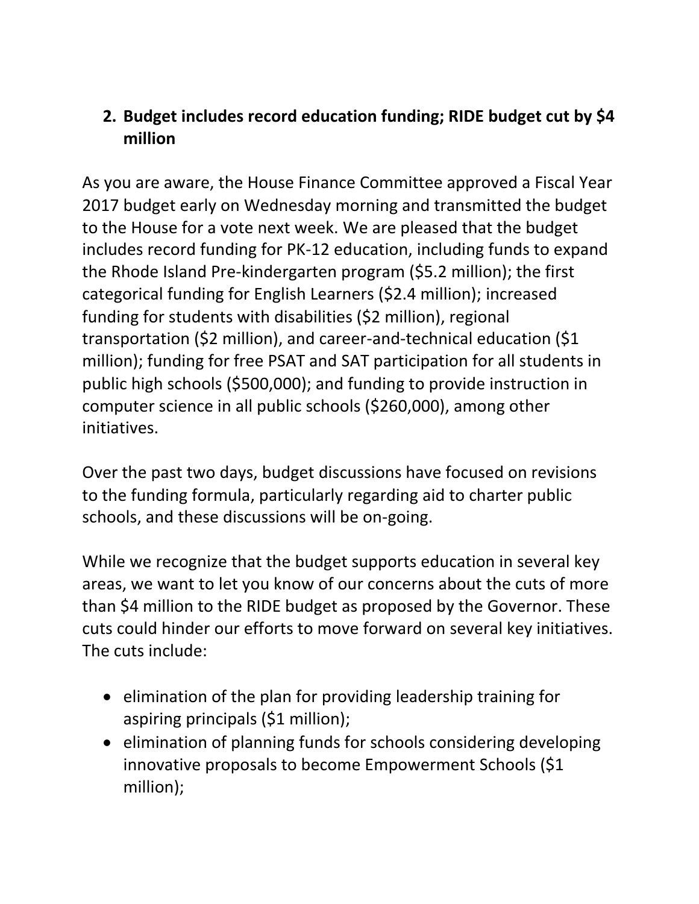## 2. Budget includes record education funding; RIDE budget cut by $4 million

As you are aware, the House Finance Committee approved a Fiscal Year 2017 budget early on Wednesday morning and transmitted the budget to the House for a vote next week. We are pleased that the budget includes record funding for PK-12 education, including funds to expand the Rhode Island Pre-kindergarten program ($5.2 million); the first categorical funding for English Learners ($2.4 million); increased funding for students with disabilities ($2 million), regional transportation ($2 million), and career-and-technical education ($1 million); funding for free PSAT and SAT participation for all students in public high schools ($500,000); and funding to provide instruction in computer science in all public schools ($260,000), among other initiatives.

Over the past two days, budget discussions have focused on revisions to the funding formula, particularly regarding aid to charter public schools, and these discussions will be on-going.

While we recognize that the budget supports education in several key areas, we want to let you know of our concerns about the cuts of more than $4 million to the RIDE budget as proposed by the Governor. These cuts could hinder our efforts to move forward on several key initiatives. The cuts include:

- elimination of the plan for providing leadership training for aspiring principals ($1 million);
- elimination of planning funds for schools considering developing innovative proposals to become Empowerment Schools ($1 million);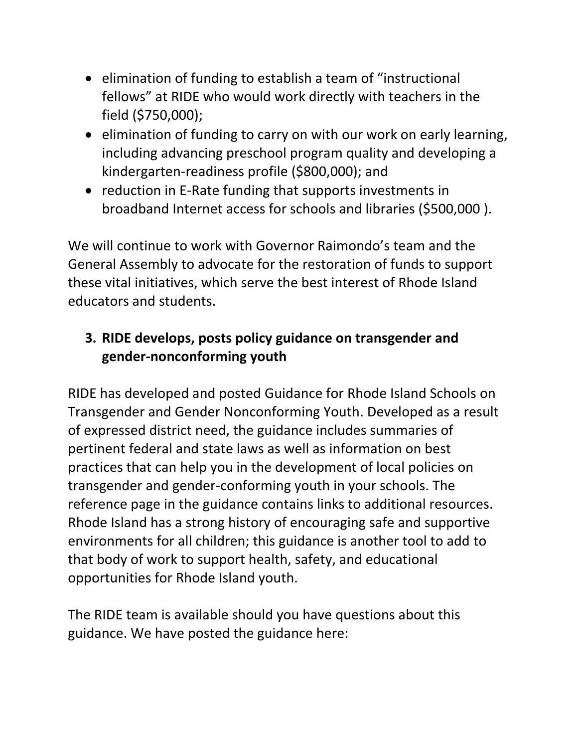- elimination of funding to establish a team of "instructional fellows" at RIDE who would work directly with teachers in the field ($750,000);
- elimination of funding to carry on with our work on early learning, including advancing preschool program quality and developing a kindergarten-readiness profile ($800,000); and
- reduction in E-Rate funding that supports investments in broadband Internet access for schools and libraries ($500,000 ).

We will continue to work with Governor Raimondo's team and the General Assembly to advocate for the restoration of funds to support these vital initiatives, which serve the best interest of Rhode Island educators and students.

### 3. RIDE develops, posts policy guidance on transgender and gender-nonconforming youth

RIDE has developed and posted Guidance for Rhode Island Schools on Transgender and Gender Nonconforming Youth. Developed as a result of expressed district need, the guidance includes summaries of pertinent federal and state laws as well as information on best practices that can help you in the development of local policies on transgender and gender-conforming youth in your schools. The reference page in the guidance contains links to additional resources. Rhode Island has a strong history of encouraging safe and supportive environments for all children; this guidance is another tool to add to that body of work to support health, safety, and educational opportunities for Rhode Island youth.

The RIDE team is available should you have questions about this guidance. We have posted the guidance here: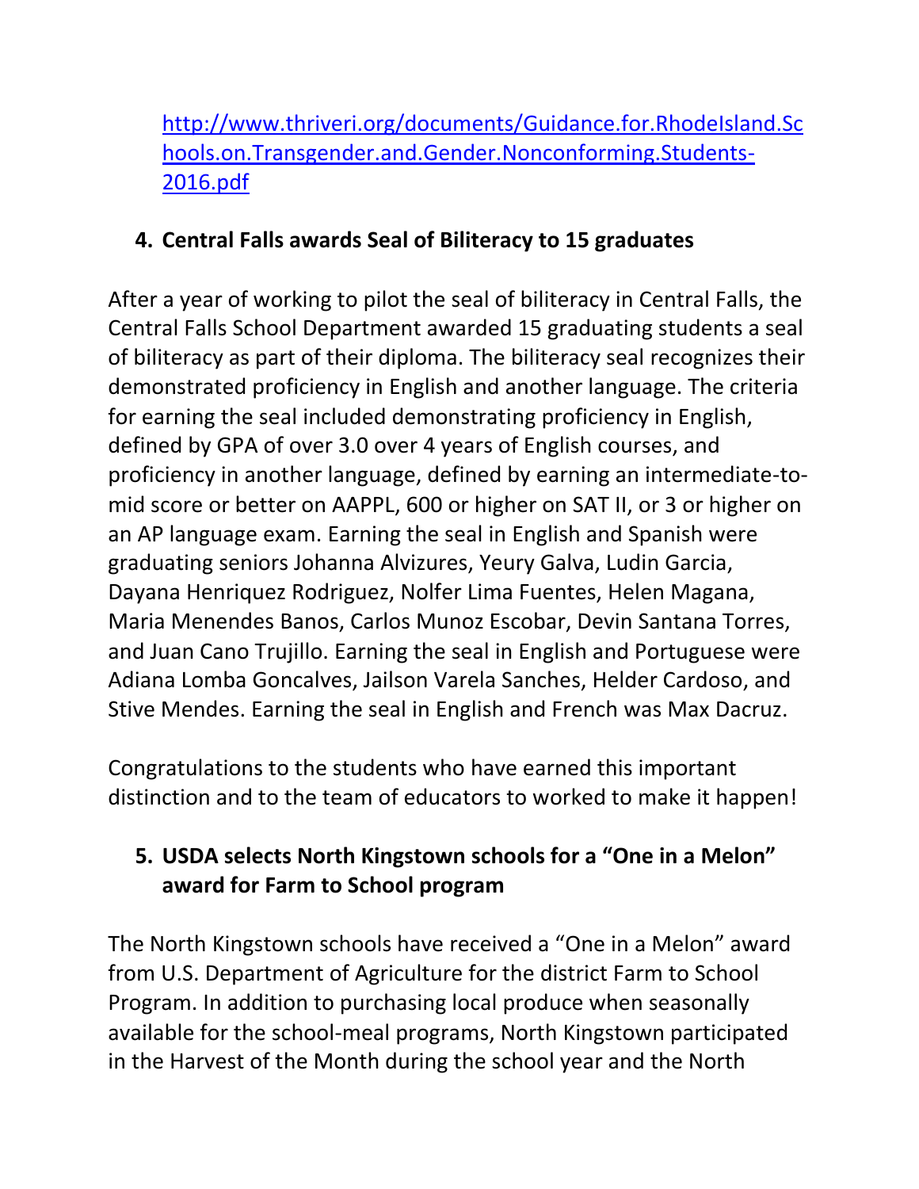http://www.thriveri.org/documents/Guidance.for.RhodeIsland.Schools.on.Transgender.and.Gender.Nonconforming.Students-2016.pdf

4. **Central Falls awards Seal of Biliteracy to 15 graduates**

After a year of working to pilot the seal of biliteracy in Central Falls, the Central Falls School Department awarded 15 graduating students a seal of biliteracy as part of their diploma. The biliteracy seal recognizes their demonstrated proficiency in English and another language. The criteria for earning the seal included demonstrating proficiency in English, defined by GPA of over 3.0 over 4 years of English courses, and proficiency in another language, defined by earning an intermediate-to-mid score or better on AAPPL, 600 or higher on SAT II, or 3 or higher on an AP language exam. Earning the seal in English and Spanish were graduating seniors Johanna Alvizures, Yeury Galva, Ludin Garcia, Dayana Henriquez Rodriguez, Nolfer Lima Fuentes, Helen Magana, Maria Menendes Banos, Carlos Munoz Escobar, Devin Santana Torres, and Juan Cano Trujillo. Earning the seal in English and Portuguese were Adiana Lomba Goncalves, Jailson Varela Sanches, Helder Cardoso, and Stive Mendes. Earning the seal in English and French was Max Dacruz.

Congratulations to the students who have earned this important distinction and to the team of educators to worked to make it happen!

5. **USDA selects North Kingstown schools for a "One in a Melon" award for Farm to School program**

The North Kingstown schools have received a "One in a Melon" award from U.S. Department of Agriculture for the district Farm to School Program. In addition to purchasing local produce when seasonally available for the school-meal programs, North Kingstown participated in the Harvest of the Month during the school year and the North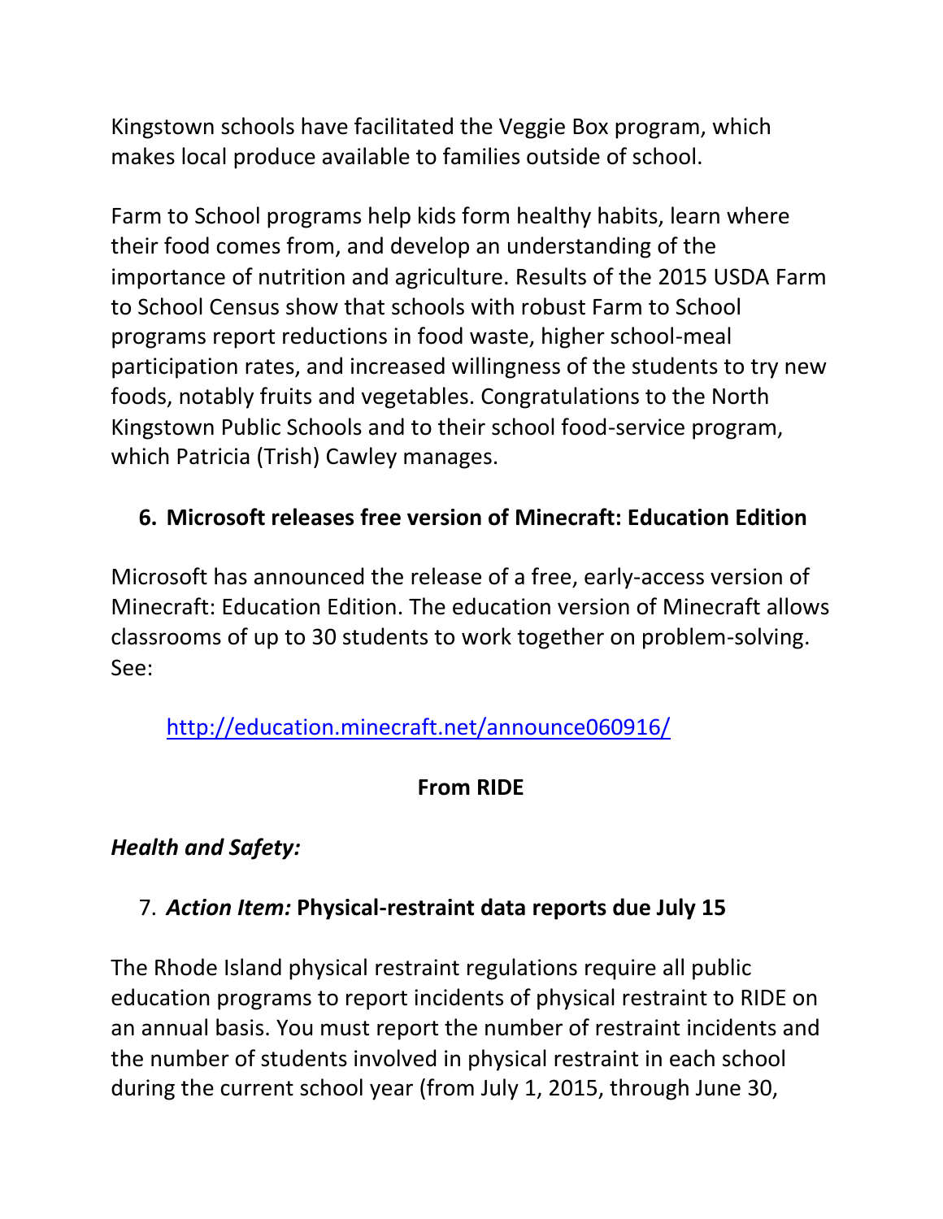Kingstown schools have facilitated the Veggie Box program, which makes local produce available to families outside of school.

Farm to School programs help kids form healthy habits, learn where their food comes from, and develop an understanding of the importance of nutrition and agriculture. Results of the 2015 USDA Farm to School Census show that schools with robust Farm to School programs report reductions in food waste, higher school-meal participation rates, and increased willingness of the students to try new foods, notably fruits and vegetables. Congratulations to the North Kingstown Public Schools and to their school food-service program, which Patricia (Trish) Cawley manages.

## 6. Microsoft releases free version of Minecraft: Education Edition

Microsoft has announced the release of a free, early-access version of Minecraft: Education Edition. The education version of Minecraft allows classrooms of up to 30 students to work together on problem-solving. See:

http://education.minecraft.net/announce060916/

## From RIDE

***Health and Safety:***

## 7. *Action Item:* Physical-restraint data reports due July 15

The Rhode Island physical restraint regulations require all public education programs to report incidents of physical restraint to RIDE on an annual basis. You must report the number of restraint incidents and the number of students involved in physical restraint in each school during the current school year (from July 1, 2015, through June 30,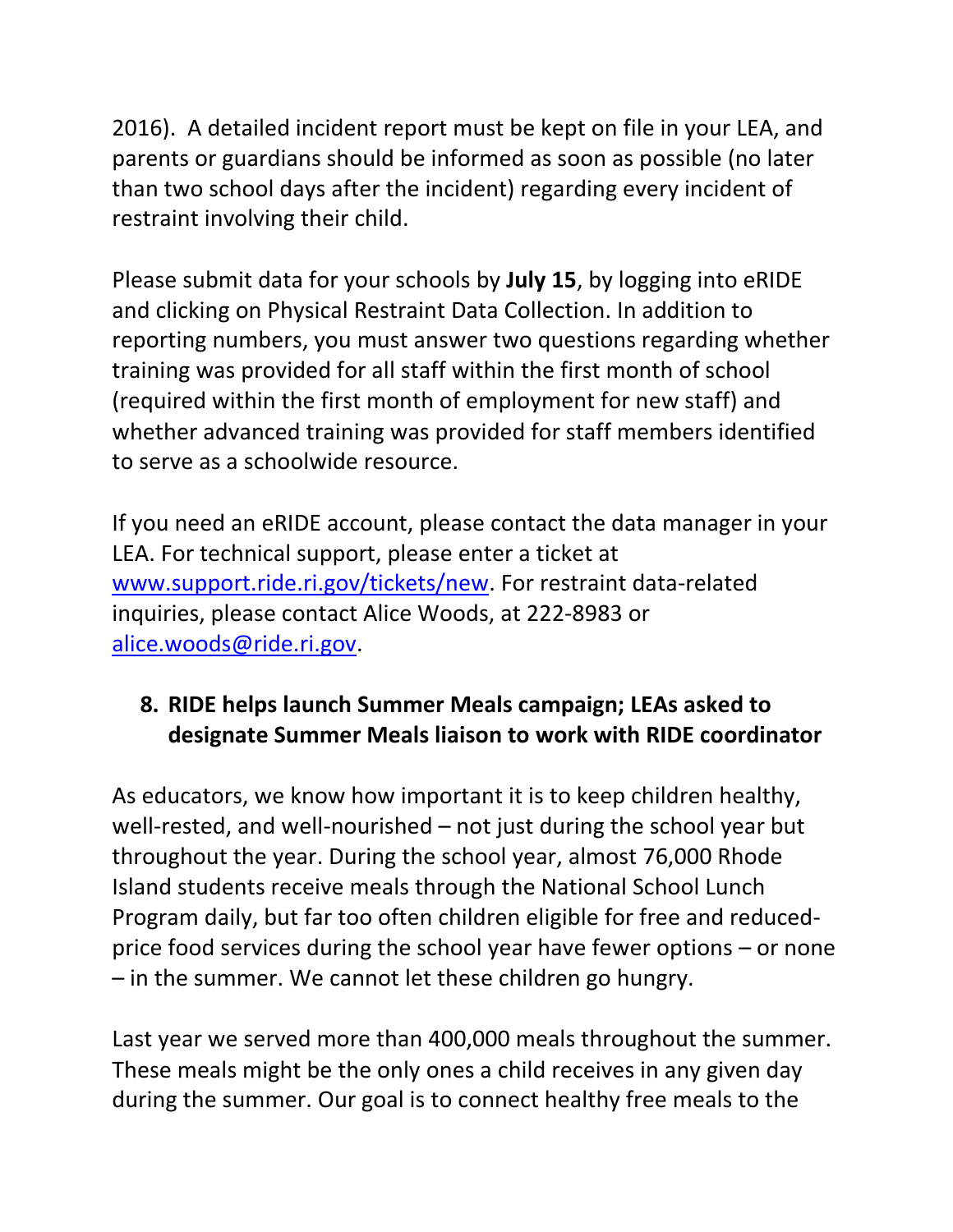2016). A detailed incident report must be kept on file in your LEA, and parents or guardians should be informed as soon as possible (no later than two school days after the incident) regarding every incident of restraint involving their child.

Please submit data for your schools by **July 15**, by logging into eRIDE and clicking on Physical Restraint Data Collection. In addition to reporting numbers, you must answer two questions regarding whether training was provided for all staff within the first month of school (required within the first month of employment for new staff) and whether advanced training was provided for staff members identified to serve as a schoolwide resource.

If you need an eRIDE account, please contact the data manager in your LEA. For technical support, please enter a ticket at [www.support.ride.ri.gov/tickets/new](www.support.ride.ri.gov/tickets/new). For restraint data-related inquiries, please contact Alice Woods, at 222-8983 or [alice.woods@ride.ri.gov](mailto:alice.woods@ride.ri.gov).

## 8. RIDE helps launch Summer Meals campaign; LEAs asked to designate Summer Meals liaison to work with RIDE coordinator

As educators, we know how important it is to keep children healthy, well-rested, and well-nourished – not just during the school year but throughout the year. During the school year, almost 76,000 Rhode Island students receive meals through the National School Lunch Program daily, but far too often children eligible for free and reduced-price food services during the school year have fewer options – or none – in the summer. We cannot let these children go hungry.

Last year we served more than 400,000 meals throughout the summer. These meals might be the only ones a child receives in any given day during the summer. Our goal is to connect healthy free meals to the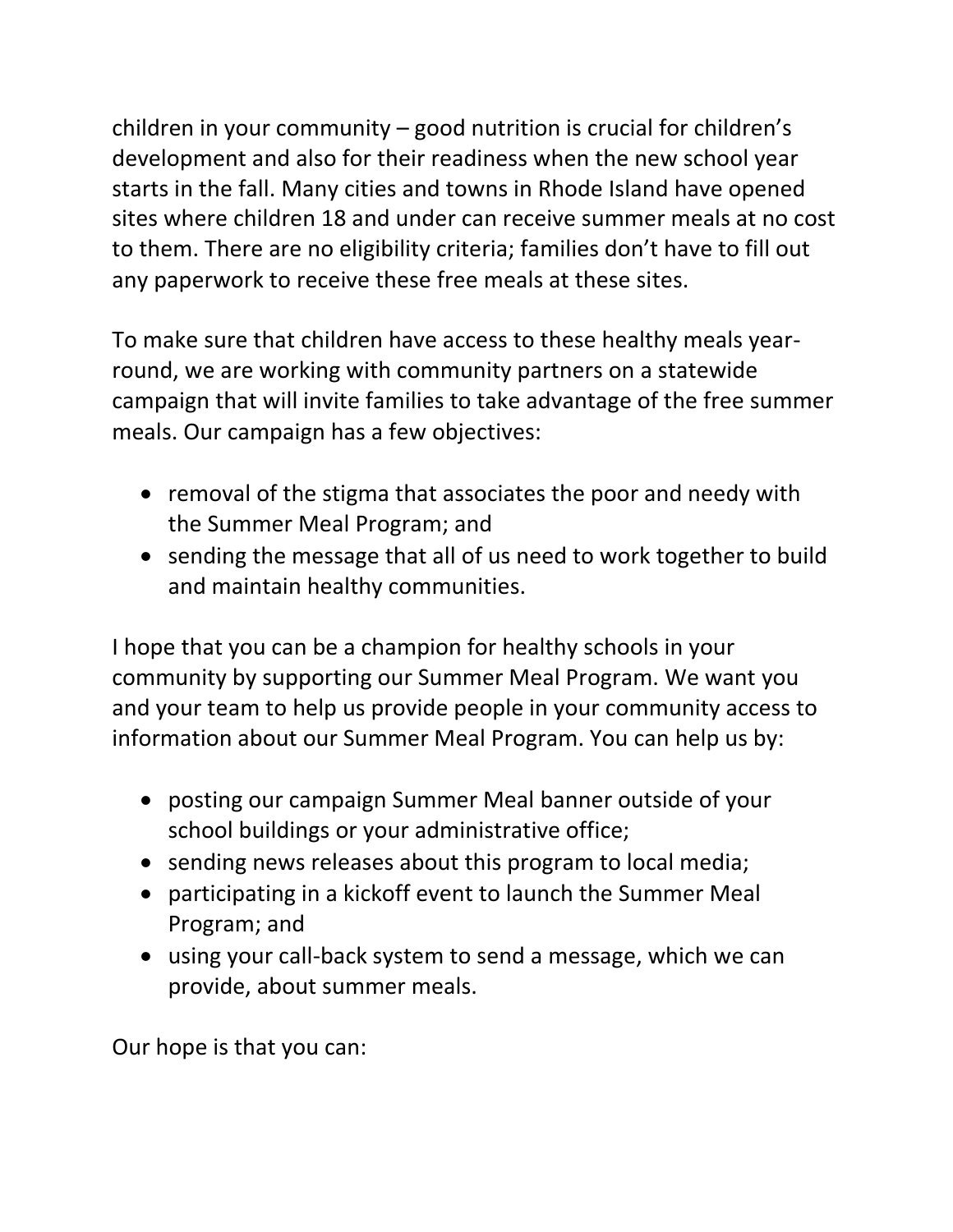children in your community – good nutrition is crucial for children's development and also for their readiness when the new school year starts in the fall. Many cities and towns in Rhode Island have opened sites where children 18 and under can receive summer meals at no cost to them. There are no eligibility criteria; families don't have to fill out any paperwork to receive these free meals at these sites.

To make sure that children have access to these healthy meals year-round, we are working with community partners on a statewide campaign that will invite families to take advantage of the free summer meals. Our campaign has a few objectives:

- removal of the stigma that associates the poor and needy with the Summer Meal Program; and
- sending the message that all of us need to work together to build and maintain healthy communities.

I hope that you can be a champion for healthy schools in your community by supporting our Summer Meal Program. We want you and your team to help us provide people in your community access to information about our Summer Meal Program. You can help us by:

- posting our campaign Summer Meal banner outside of your school buildings or your administrative office;
- sending news releases about this program to local media;
- participating in a kickoff event to launch the Summer Meal Program; and
- using your call-back system to send a message, which we can provide, about summer meals.

Our hope is that you can: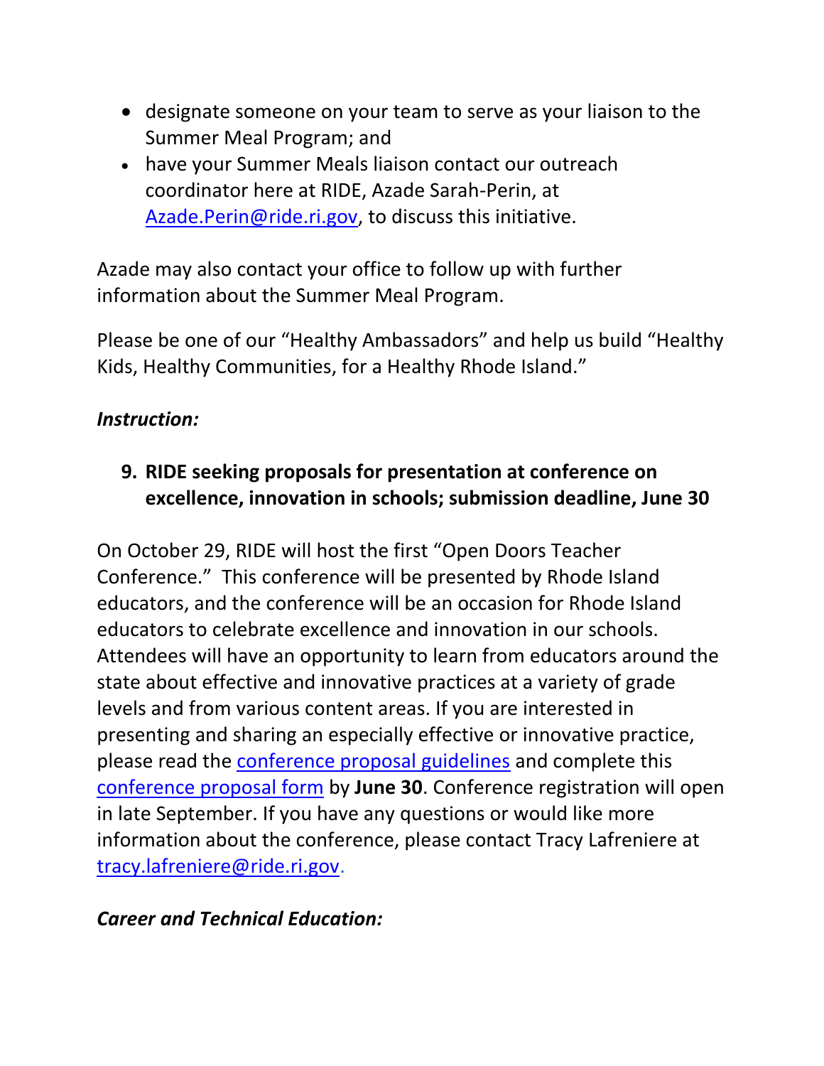- designate someone on your team to serve as your liaison to the Summer Meal Program; and
- have your Summer Meals liaison contact our outreach coordinator here at RIDE, Azade Sarah-Perin, at Azade.Perin@ride.ri.gov, to discuss this initiative.

Azade may also contact your office to follow up with further information about the Summer Meal Program.

Please be one of our "Healthy Ambassadors" and help us build "Healthy Kids, Healthy Communities, for a Healthy Rhode Island."

***Instruction:***

9. **RIDE seeking proposals for presentation at conference on excellence, innovation in schools; submission deadline, June 30**

On October 29, RIDE will host the first "Open Doors Teacher Conference." This conference will be presented by Rhode Island educators, and the conference will be an occasion for Rhode Island educators to celebrate excellence and innovation in our schools. Attendees will have an opportunity to learn from educators around the state about effective and innovative practices at a variety of grade levels and from various content areas. If you are interested in presenting and sharing an especially effective or innovative practice, please read the conference proposal guidelines and complete this conference proposal form by **June 30**. Conference registration will open in late September. If you have any questions or would like more information about the conference, please contact Tracy Lafreniere at tracy.lafreniere@ride.ri.gov.

***Career and Technical Education:***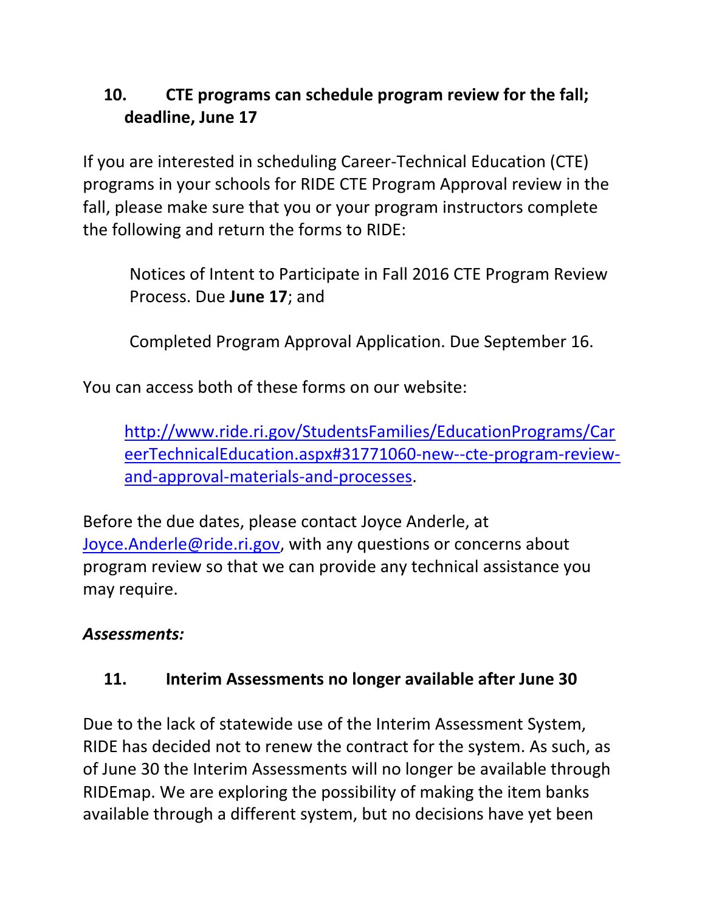## 10. CTE programs can schedule program review for the fall; deadline, June 17

If you are interested in scheduling Career-Technical Education (CTE) programs in your schools for RIDE CTE Program Approval review in the fall, please make sure that you or your program instructors complete the following and return the forms to RIDE:

> Notices of Intent to Participate in Fall 2016 CTE Program Review Process. Due **June 17**; and
>
> Completed Program Approval Application. Due September 16.

You can access both of these forms on our website:

> http://www.ride.ri.gov/StudentsFamilies/EducationPrograms/CareerTechnicalEducation.aspx#31771060-new--cte-program-review-and-approval-materials-and-processes.

Before the due dates, please contact Joyce Anderle, at Joyce.Anderle@ride.ri.gov, with any questions or concerns about program review so that we can provide any technical assistance you may require.

***Assessments:***

## 11. Interim Assessments no longer available after June 30

Due to the lack of statewide use of the Interim Assessment System, RIDE has decided not to renew the contract for the system. As such, as of June 30 the Interim Assessments will no longer be available through RIDEmap. We are exploring the possibility of making the item banks available through a different system, but no decisions have yet been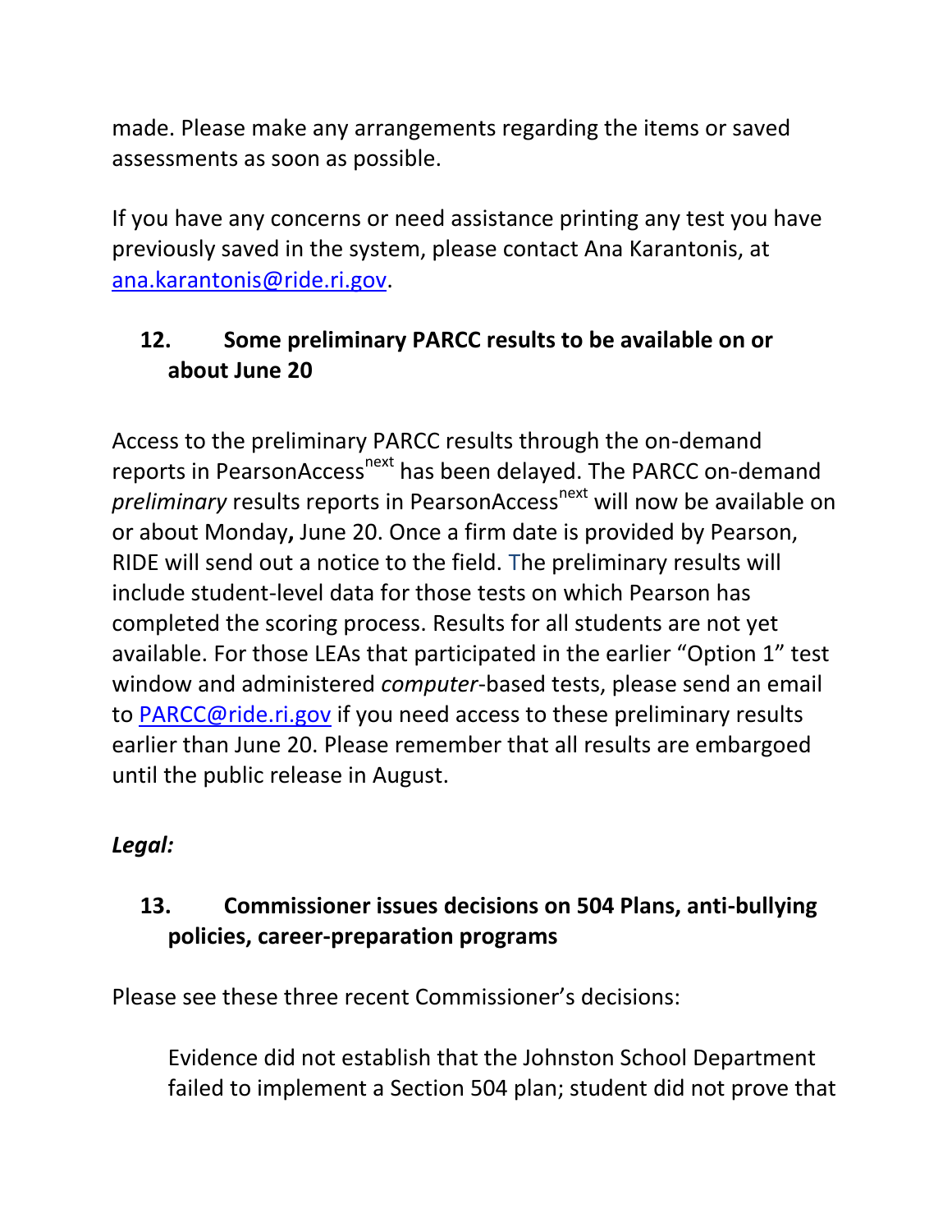made. Please make any arrangements regarding the items or saved assessments as soon as possible.

If you have any concerns or need assistance printing any test you have previously saved in the system, please contact Ana Karantonis, at ana.karantonis@ride.ri.gov.

## 12. Some preliminary PARCC results to be available on or about June 20

Access to the preliminary PARCC results through the on-demand reports in PearsonAccess[next] has been delayed. The PARCC on-demand *preliminary* results reports in PearsonAccess[next] will now be available on or about Monday**,** June 20. Once a firm date is provided by Pearson, RIDE will send out a notice to the field. The preliminary results will include student-level data for those tests on which Pearson has completed the scoring process. Results for all students are not yet available. For those LEAs that participated in the earlier "Option 1" test window and administered *computer*-based tests, please send an email to PARCC@ride.ri.gov if you need access to these preliminary results earlier than June 20. Please remember that all results are embargoed until the public release in August.

***Legal:***

## 13. Commissioner issues decisions on 504 Plans, anti-bullying policies, career-preparation programs

Please see these three recent Commissioner's decisions:

> Evidence did not establish that the Johnston School Department failed to implement a Section 504 plan; student did not prove that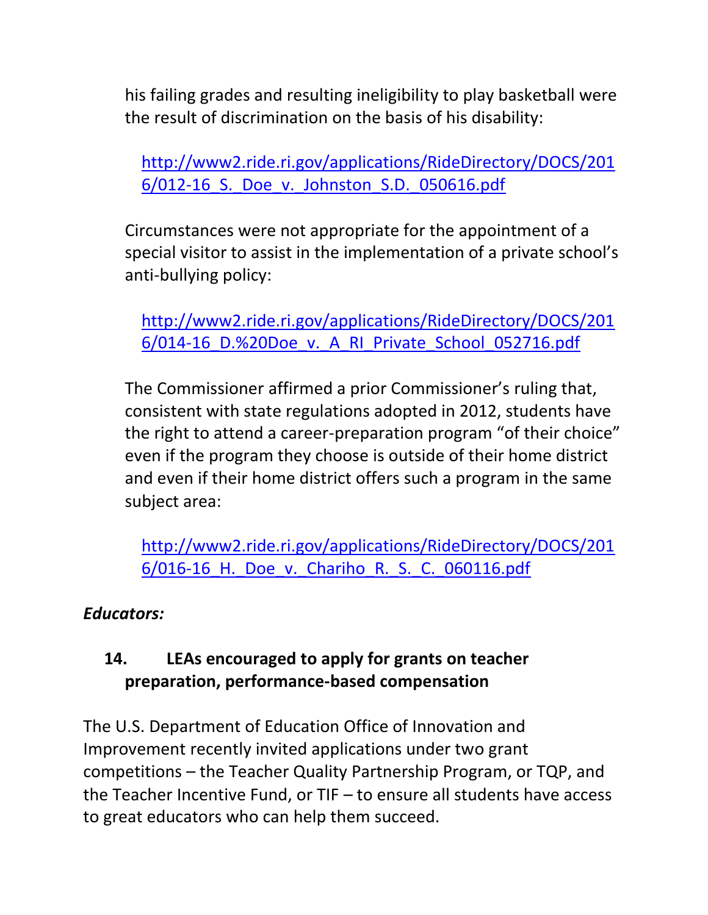his failing grades and resulting ineligibility to play basketball were the result of discrimination on the basis of his disability:

http://www2.ride.ri.gov/applications/RideDirectory/DOCS/2016/012-16_S._Doe_v._Johnston_S.D._050616.pdf

Circumstances were not appropriate for the appointment of a special visitor to assist in the implementation of a private school's anti-bullying policy:

http://www2.ride.ri.gov/applications/RideDirectory/DOCS/2016/014-16_D.%20Doe_v._A_RI_Private_School_052716.pdf

The Commissioner affirmed a prior Commissioner's ruling that, consistent with state regulations adopted in 2012, students have the right to attend a career-preparation program "of their choice" even if the program they choose is outside of their home district and even if their home district offers such a program in the same subject area:

http://www2.ride.ri.gov/applications/RideDirectory/DOCS/2016/016-16_H._Doe_v._Chariho_R._S._C._060116.pdf

*Educators:*

**14. LEAs encouraged to apply for grants on teacher preparation, performance-based compensation**

The U.S. Department of Education Office of Innovation and Improvement recently invited applications under two grant competitions – the Teacher Quality Partnership Program, or TQP, and the Teacher Incentive Fund, or TIF – to ensure all students have access to great educators who can help them succeed.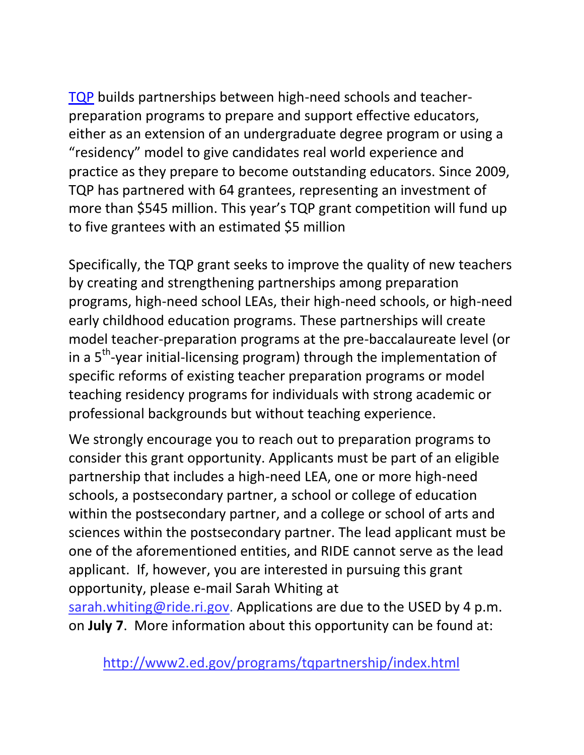[TQP](#) builds partnerships between high-need schools and teacher-preparation programs to prepare and support effective educators, either as an extension of an undergraduate degree program or using a “residency” model to give candidates real world experience and practice as they prepare to become outstanding educators. Since 2009, TQP has partnered with 64 grantees, representing an investment of more than $545 million. This year’s TQP grant competition will fund up to five grantees with an estimated $5 million

Specifically, the TQP grant seeks to improve the quality of new teachers by creating and strengthening partnerships among preparation programs, high-need school LEAs, their high-need schools, or high-need early childhood education programs. These partnerships will create model teacher-preparation programs at the pre-baccalaureate level (or in a 5th-year initial-licensing program) through the implementation of specific reforms of existing teacher preparation programs or model teaching residency programs for individuals with strong academic or professional backgrounds but without teaching experience.

We strongly encourage you to reach out to preparation programs to consider this grant opportunity. Applicants must be part of an eligible partnership that includes a high-need LEA, one or more high-need schools, a postsecondary partner, a school or college of education within the postsecondary partner, and a college or school of arts and sciences within the postsecondary partner. The lead applicant must be one of the aforementioned entities, and RIDE cannot serve as the lead applicant. If, however, you are interested in pursuing this grant opportunity, please e-mail Sarah Whiting at [sarah.whiting@ride.ri.gov](mailto:sarah.whiting@ride.ri.gov). Applications are due to the USED by 4 p.m. on **July 7**. More information about this opportunity can be found at:

[http://www2.ed.gov/programs/tqpartnership/index.html](http://www2.ed.gov/programs/tqpartnership/index.html)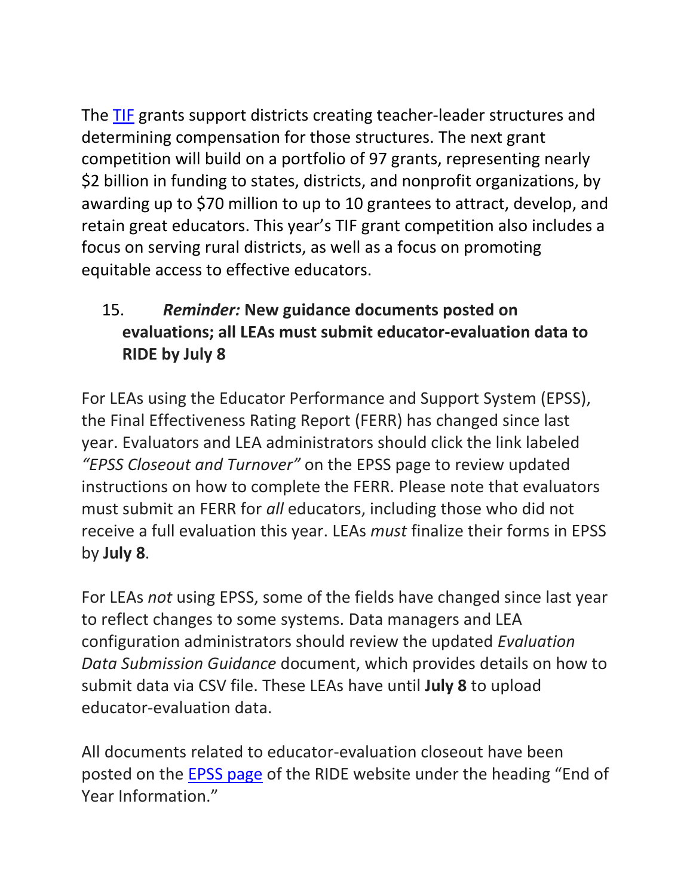The [TIF](TIF) grants support districts creating teacher-leader structures and determining compensation for those structures. The next grant competition will build on a portfolio of 97 grants, representing nearly $2 billion in funding to states, districts, and nonprofit organizations, by awarding up to $70 million to up to 10 grantees to attract, develop, and retain great educators. This year's TIF grant competition also includes a focus on serving rural districts, as well as a focus on promoting equitable access to effective educators.

### 15. *Reminder:* New guidance documents posted on evaluations; all LEAs must submit educator-evaluation data to RIDE by July 8

For LEAs using the Educator Performance and Support System (EPSS), the Final Effectiveness Rating Report (FERR) has changed since last year. Evaluators and LEA administrators should click the link labeled *"EPSS Closeout and Turnover"* on the EPSS page to review updated instructions on how to complete the FERR. Please note that evaluators must submit an FERR for *all* educators, including those who did not receive a full evaluation this year. LEAs *must* finalize their forms in EPSS by **July 8**.

For LEAs *not* using EPSS, some of the fields have changed since last year to reflect changes to some systems. Data managers and LEA configuration administrators should review the updated *Evaluation Data Submission Guidance* document, which provides details on how to submit data via CSV file. These LEAs have until **July 8** to upload educator-evaluation data.

All documents related to educator-evaluation closeout have been posted on the EPSS page of the RIDE website under the heading "End of Year Information."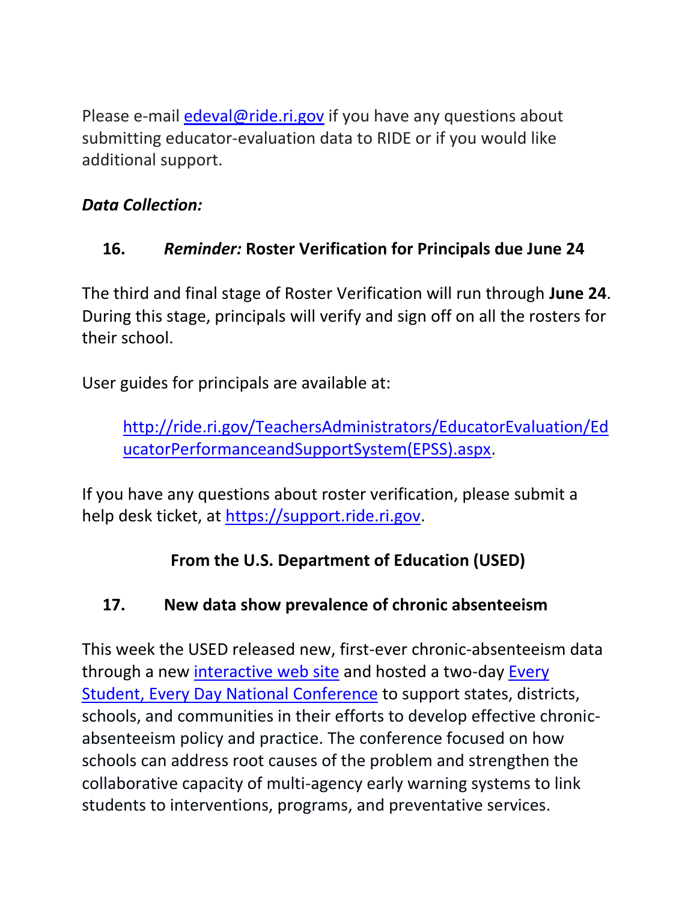Please e-mail [edeval@ride.ri.gov](mailto:edeval@ride.ri.gov) if you have any questions about submitting educator-evaluation data to RIDE or if you would like additional support.

### *Data Collection:*

### 16. *Reminder:* Roster Verification for Principals due June 24

The third and final stage of Roster Verification will run through **June 24**. During this stage, principals will verify and sign off on all the rosters for their school.

User guides for principals are available at:

> [http://ride.ri.gov/TeachersAdministrators/EducatorEvaluation/EducatorPerformanceandSupportSystem(EPSS).aspx](http://ride.ri.gov/TeachersAdministrators/EducatorEvaluation/EducatorPerformanceandSupportSystem(EPSS).aspx).

If you have any questions about roster verification, please submit a help desk ticket, at [https://support.ride.ri.gov](https://support.ride.ri.gov).

## From the U.S. Department of Education (USED)

### 17. New data show prevalence of chronic absenteeism

This week the USED released new, first-ever chronic-absenteeism data through a new interactive web site and hosted a two-day Every Student, Every Day National Conference to support states, districts, schools, and communities in their efforts to develop effective chronic-absenteeism policy and practice. The conference focused on how schools can address root causes of the problem and strengthen the collaborative capacity of multi-agency early warning systems to link students to interventions, programs, and preventative services.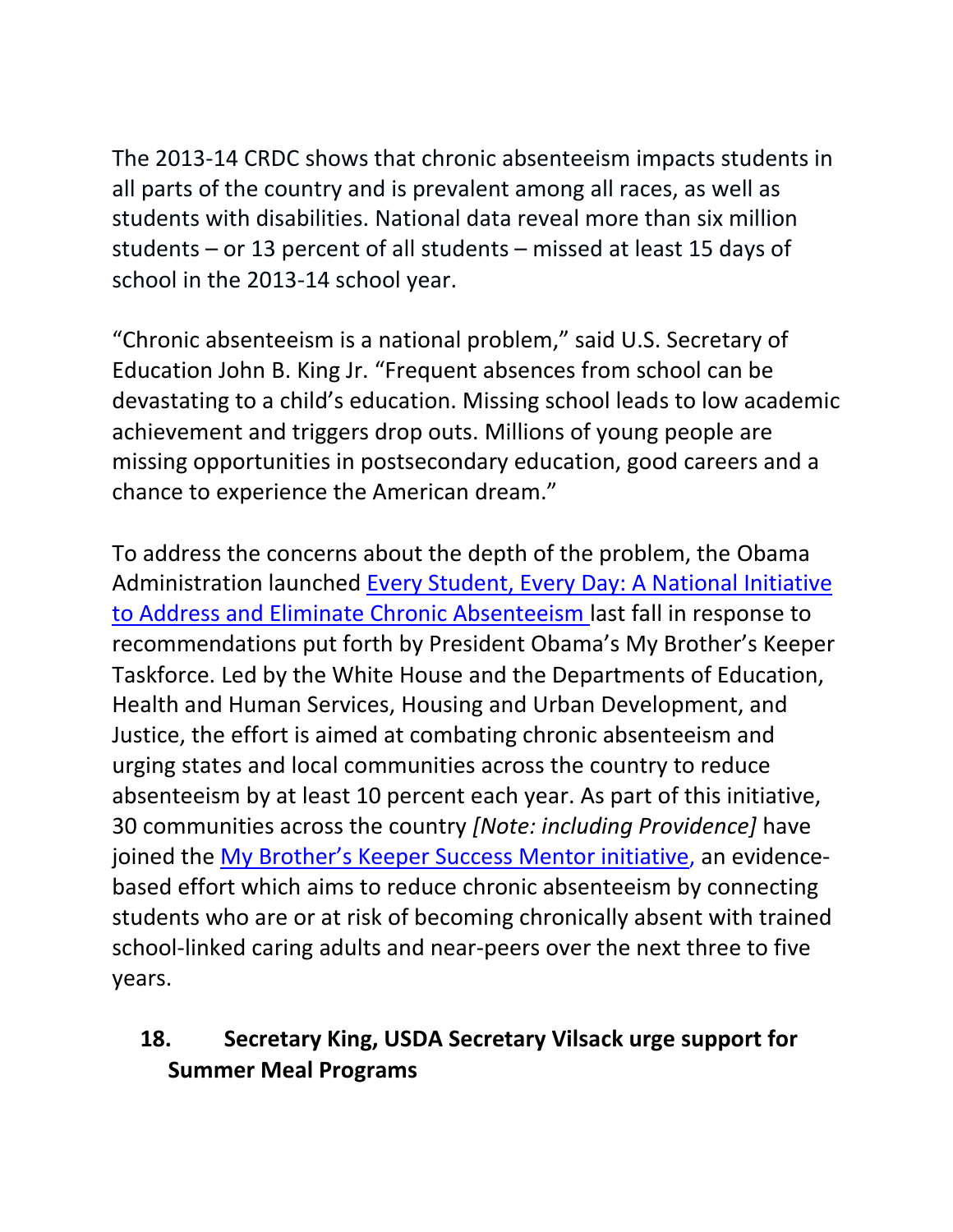The 2013-14 CRDC shows that chronic absenteeism impacts students in all parts of the country and is prevalent among all races, as well as students with disabilities. National data reveal more than six million students – or 13 percent of all students – missed at least 15 days of school in the 2013-14 school year.

“Chronic absenteeism is a national problem,” said U.S. Secretary of Education John B. King Jr. “Frequent absences from school can be devastating to a child’s education. Missing school leads to low academic achievement and triggers drop outs. Millions of young people are missing opportunities in postsecondary education, good careers and a chance to experience the American dream.”

To address the concerns about the depth of the problem, the Obama Administration launched Every Student, Every Day: A National Initiative to Address and Eliminate Chronic Absenteeism last fall in response to recommendations put forth by President Obama’s My Brother’s Keeper Taskforce. Led by the White House and the Departments of Education, Health and Human Services, Housing and Urban Development, and Justice, the effort is aimed at combating chronic absenteeism and urging states and local communities across the country to reduce absenteeism by at least 10 percent each year. As part of this initiative, 30 communities across the country *[Note: including Providence]* have joined the My Brother’s Keeper Success Mentor initiative, an evidence-based effort which aims to reduce chronic absenteeism by connecting students who are or at risk of becoming chronically absent with trained school-linked caring adults and near-peers over the next three to five years.

## 18. Secretary King, USDA Secretary Vilsack urge support for Summer Meal Programs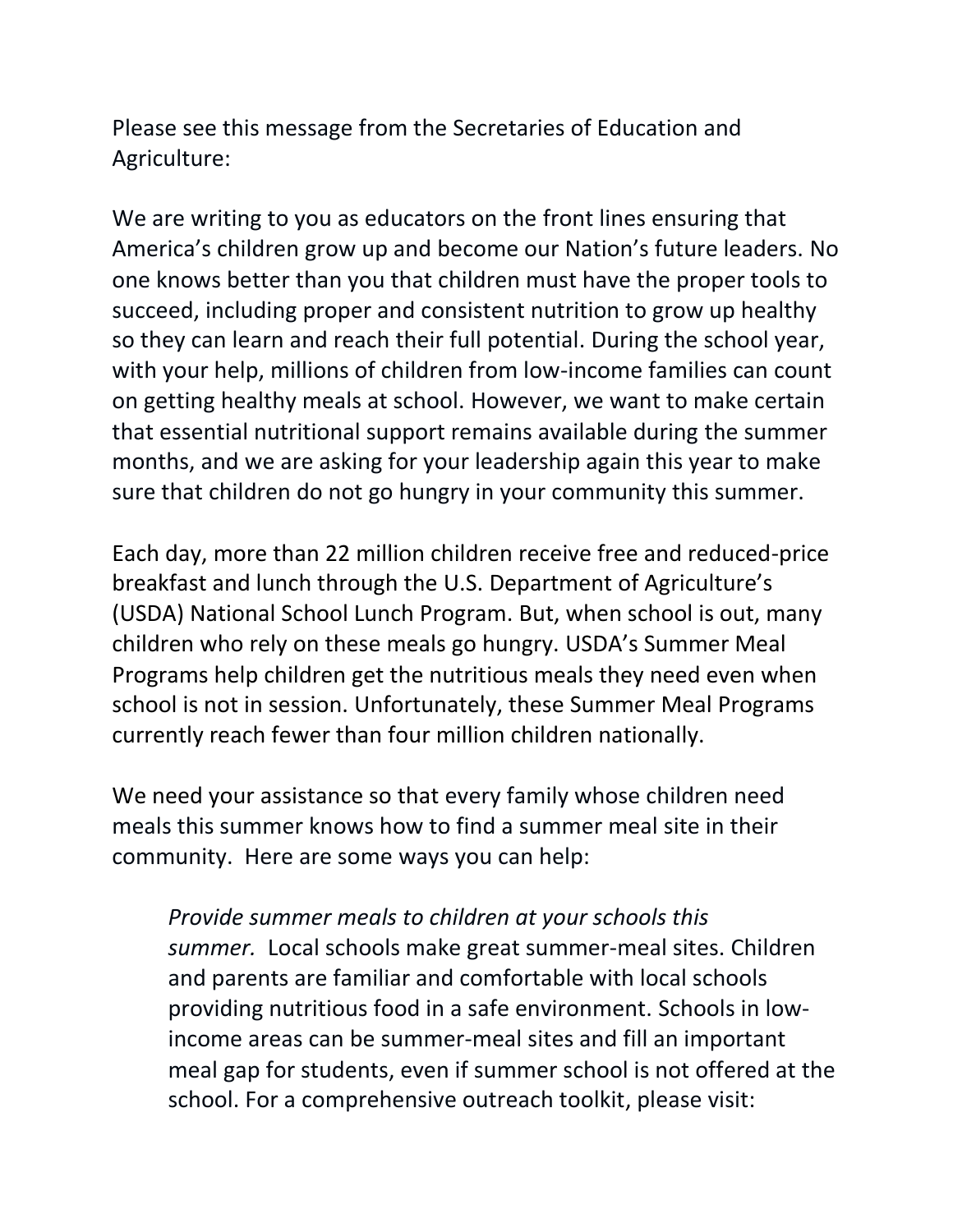Please see this message from the Secretaries of Education and Agriculture:

We are writing to you as educators on the front lines ensuring that America's children grow up and become our Nation's future leaders. No one knows better than you that children must have the proper tools to succeed, including proper and consistent nutrition to grow up healthy so they can learn and reach their full potential. During the school year, with your help, millions of children from low-income families can count on getting healthy meals at school. However, we want to make certain that essential nutritional support remains available during the summer months, and we are asking for your leadership again this year to make sure that children do not go hungry in your community this summer.

Each day, more than 22 million children receive free and reduced-price breakfast and lunch through the U.S. Department of Agriculture's (USDA) National School Lunch Program. But, when school is out, many children who rely on these meals go hungry. USDA's Summer Meal Programs help children get the nutritious meals they need even when school is not in session. Unfortunately, these Summer Meal Programs currently reach fewer than four million children nationally.

We need your assistance so that every family whose children need meals this summer knows how to find a summer meal site in their community. Here are some ways you can help:

> *Provide summer meals to children at your schools this summer.* Local schools make great summer-meal sites. Children and parents are familiar and comfortable with local schools providing nutritious food in a safe environment. Schools in low-income areas can be summer-meal sites and fill an important meal gap for students, even if summer school is not offered at the school. For a comprehensive outreach toolkit, please visit: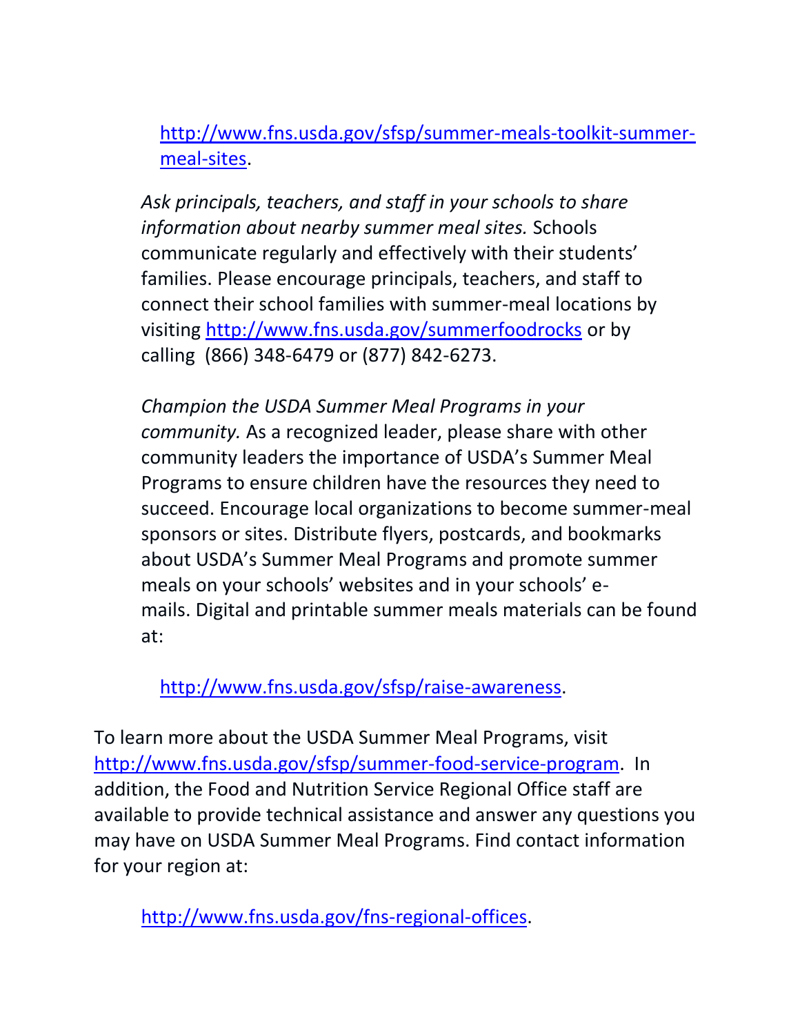http://www.fns.usda.gov/sfsp/summer-meals-toolkit-summer-meal-sites.

*Ask principals, teachers, and staff in your schools to share information about nearby summer meal sites.* Schools communicate regularly and effectively with their students' families. Please encourage principals, teachers, and staff to connect their school families with summer-meal locations by visiting http://www.fns.usda.gov/summerfoodrocks or by calling (866) 348-6479 or (877) 842-6273.

*Champion the USDA Summer Meal Programs in your community.* As a recognized leader, please share with other community leaders the importance of USDA's Summer Meal Programs to ensure children have the resources they need to succeed. Encourage local organizations to become summer-meal sponsors or sites. Distribute flyers, postcards, and bookmarks about USDA's Summer Meal Programs and promote summer meals on your schools' websites and in your schools' e-mails. Digital and printable summer meals materials can be found at:

http://www.fns.usda.gov/sfsp/raise-awareness.

To learn more about the USDA Summer Meal Programs, visit http://www.fns.usda.gov/sfsp/summer-food-service-program. In addition, the Food and Nutrition Service Regional Office staff are available to provide technical assistance and answer any questions you may have on USDA Summer Meal Programs. Find contact information for your region at:

http://www.fns.usda.gov/fns-regional-offices.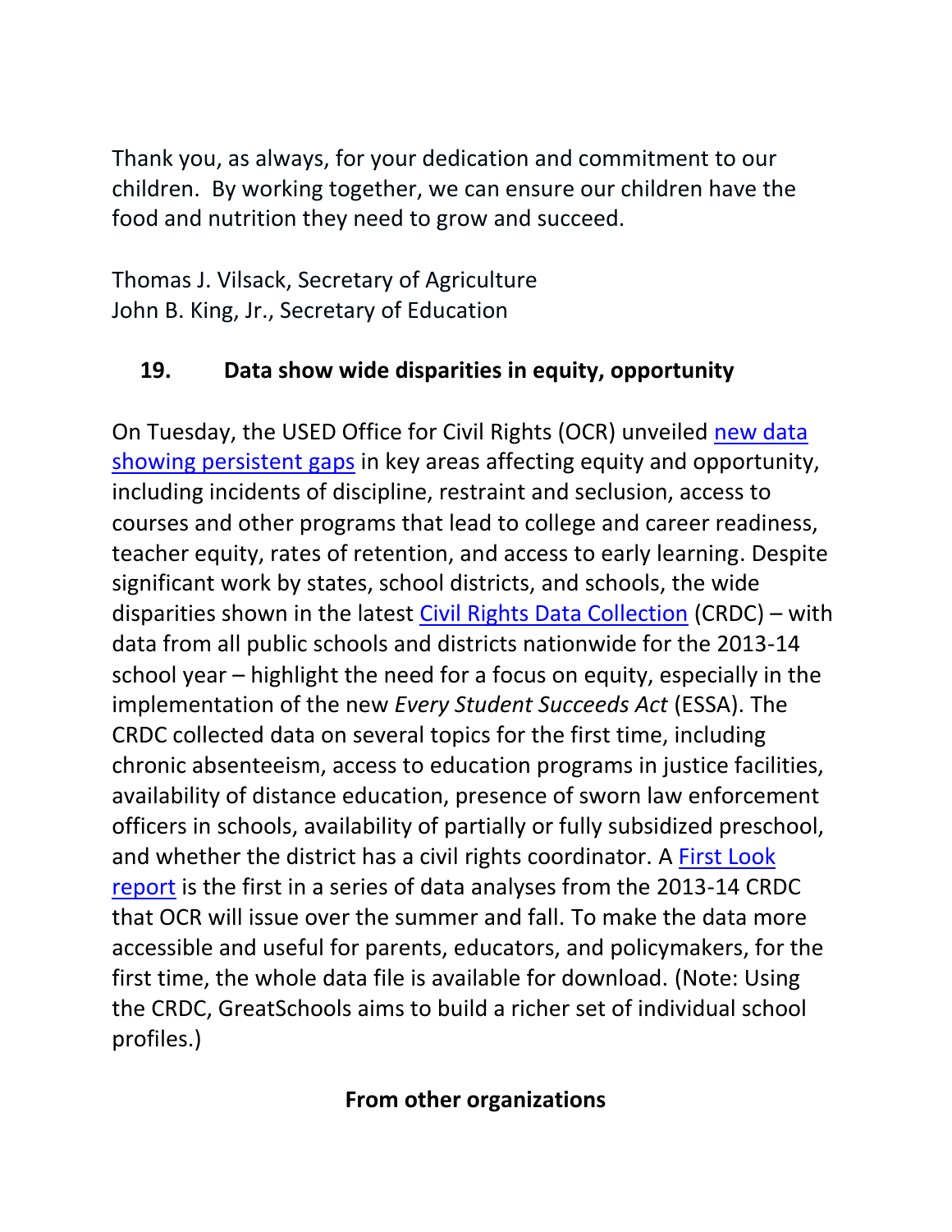Thank you, as always, for your dedication and commitment to our children. By working together, we can ensure our children have the food and nutrition they need to grow and succeed.

Thomas J. Vilsack, Secretary of Agriculture
John B. King, Jr., Secretary of Education

### 19. Data show wide disparities in equity, opportunity

On Tuesday, the USED Office for Civil Rights (OCR) unveiled new data showing persistent gaps in key areas affecting equity and opportunity, including incidents of discipline, restraint and seclusion, access to courses and other programs that lead to college and career readiness, teacher equity, rates of retention, and access to early learning. Despite significant work by states, school districts, and schools, the wide disparities shown in the latest Civil Rights Data Collection (CRDC) – with data from all public schools and districts nationwide for the 2013-14 school year – highlight the need for a focus on equity, especially in the implementation of the new *Every Student Succeeds Act* (ESSA). The CRDC collected data on several topics for the first time, including chronic absenteeism, access to education programs in justice facilities, availability of distance education, presence of sworn law enforcement officers in schools, availability of partially or fully subsidized preschool, and whether the district has a civil rights coordinator. A First Look report is the first in a series of data analyses from the 2013-14 CRDC that OCR will issue over the summer and fall. To make the data more accessible and useful for parents, educators, and policymakers, for the first time, the whole data file is available for download. (Note: Using the CRDC, GreatSchools aims to build a richer set of individual school profiles.)

## From other organizations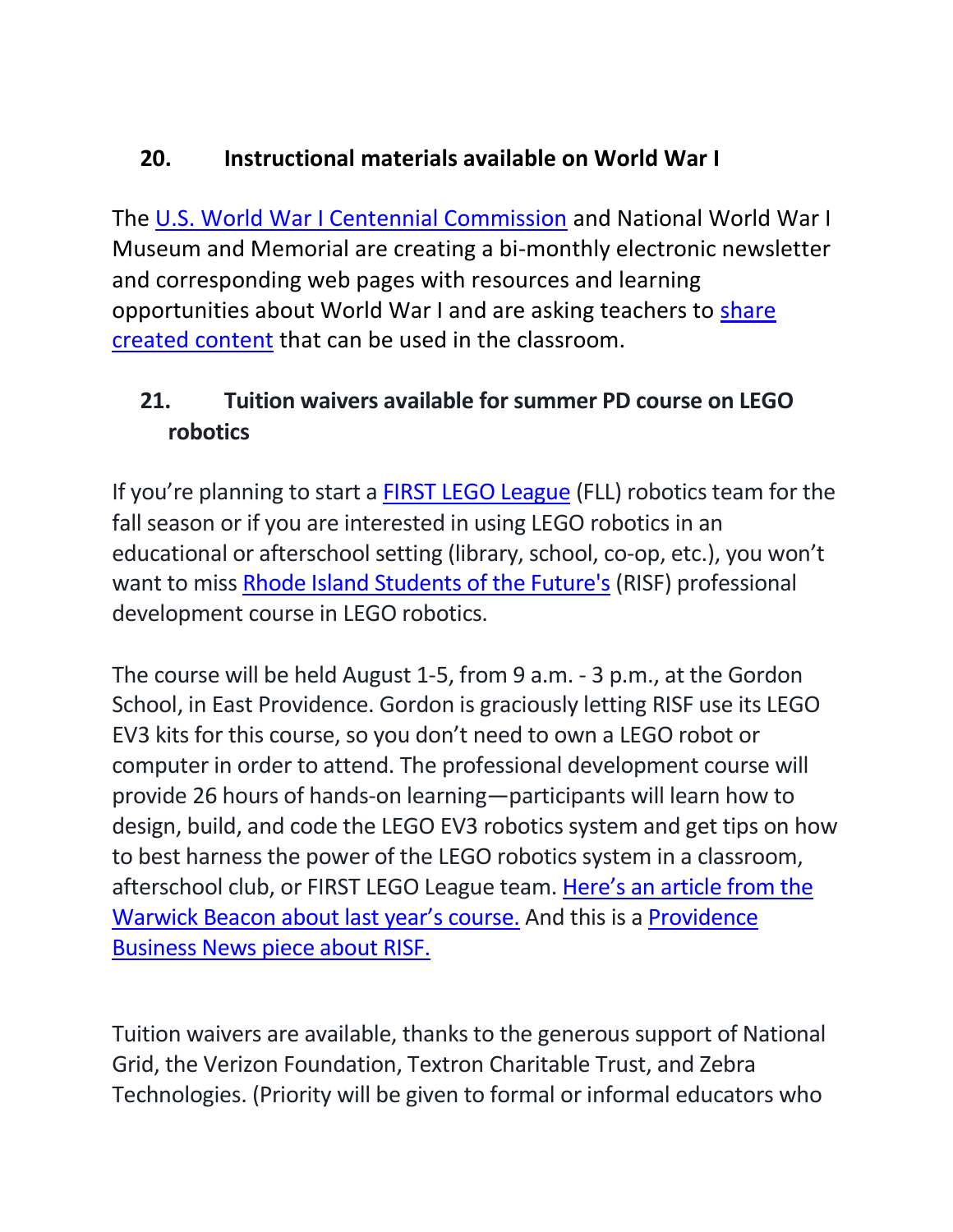## 20. Instructional materials available on World War I

The U.S. World War I Centennial Commission and National World War I Museum and Memorial are creating a bi-monthly electronic newsletter and corresponding web pages with resources and learning opportunities about World War I and are asking teachers to share created content that can be used in the classroom.

## 21. Tuition waivers available for summer PD course on LEGO robotics

If you're planning to start a FIRST LEGO League (FLL) robotics team for the fall season or if you are interested in using LEGO robotics in an educational or afterschool setting (library, school, co-op, etc.), you won't want to miss Rhode Island Students of the Future's (RISF) professional development course in LEGO robotics.

The course will be held August 1-5, from 9 a.m. - 3 p.m., at the Gordon School, in East Providence. Gordon is graciously letting RISF use its LEGO EV3 kits for this course, so you don't need to own a LEGO robot or computer in order to attend. The professional development course will provide 26 hours of hands-on learning—participants will learn how to design, build, and code the LEGO EV3 robotics system and get tips on how to best harness the power of the LEGO robotics system in a classroom, afterschool club, or FIRST LEGO League team. Here's an article from the Warwick Beacon about last year's course. And this is a Providence Business News piece about RISF.

Tuition waivers are available, thanks to the generous support of National Grid, the Verizon Foundation, Textron Charitable Trust, and Zebra Technologies. (Priority will be given to formal or informal educators who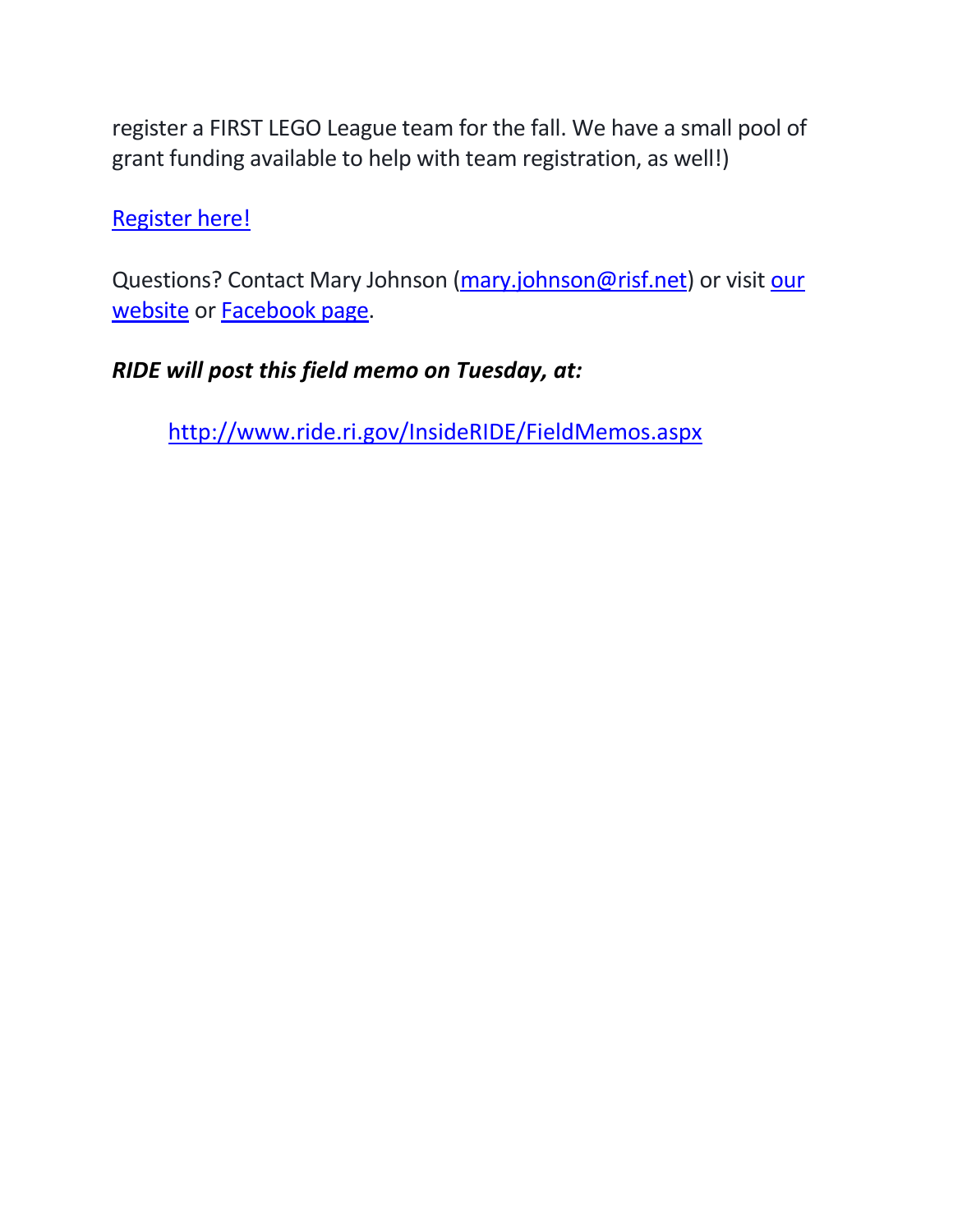register a FIRST LEGO League team for the fall. We have a small pool of grant funding available to help with team registration, as well!)

Register here!

Questions? Contact Mary Johnson (mary.johnson@risf.net) or visit our website or Facebook page.

***RIDE will post this field memo on Tuesday, at:***

http://www.ride.ri.gov/InsideRIDE/FieldMemos.aspx